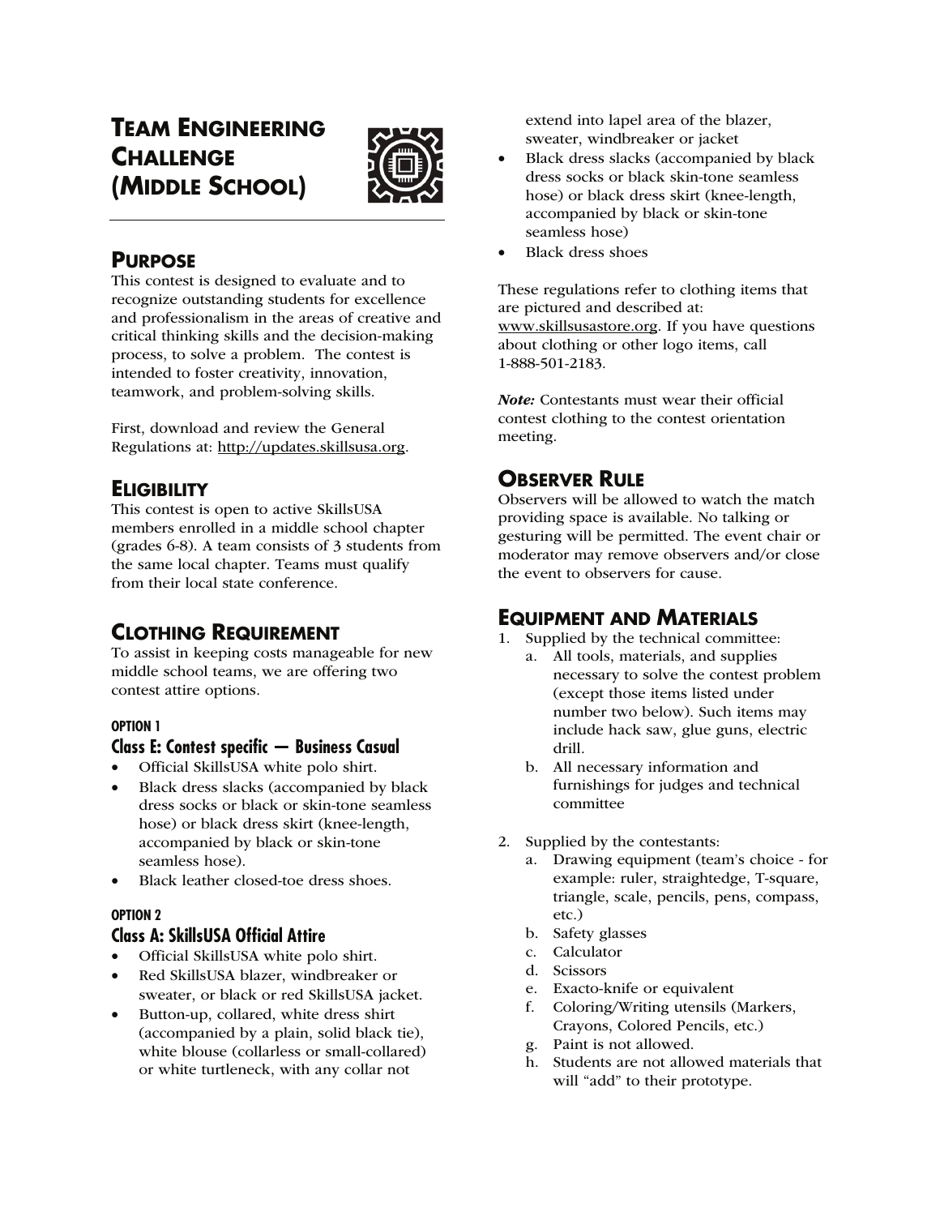# TEAM ENGINEERING CHALLENGE (MIDDLE SCHOOL)

## PURPOSE

This contest is designed to evaluate and to recognize outstanding students for excellence and professionalism in the areas of creative and critical thinking skills and the decision-making process, to solve a problem. The contest is intended to foster creativity, innovation, teamwork, and problem-solving skills.

First, download and review the General Regulations at: http://updates.skillsusa.org.

## ELIGIBILITY

This contest is open to active SkillsUSA members enrolled in a middle school chapter (grades 6-8). A team consists of 3 students from the same local chapter. Teams must qualify from their local state conference.

## CLOTHING REQUIREMENT

To assist in keeping costs manageable for new middle school teams, we are offering two contest attire options.

**OPTION 1**

### Class E: Contest specific — Business Casual

- Official SkillsUSA white polo shirt.
- Black dress slacks (accompanied by black dress socks or black or skin-tone seamless hose) or black dress skirt (knee-length, accompanied by black or skin-tone seamless hose).
- Black leather closed-toe dress shoes.

**OPTION 2**

### Class A: SkillsUSA Official Attire

- Official SkillsUSA white polo shirt.
- Red SkillsUSA blazer, windbreaker or sweater, or black or red SkillsUSA jacket.
- Button-up, collared, white dress shirt (accompanied by a plain, solid black tie), white blouse (collarless or small-collared) or white turtleneck, with any collar not extend into lapel area of the blazer, sweater, windbreaker or jacket
- Black dress slacks (accompanied by black dress socks or black skin-tone seamless hose) or black dress skirt (knee-length, accompanied by black or skin-tone seamless hose)
- Black dress shoes

These regulations refer to clothing items that are pictured and described at: www.skillsusastore.org. If you have questions about clothing or other logo items, call 1-888-501-2183.

***Note:*** Contestants must wear their official contest clothing to the contest orientation meeting.

## OBSERVER RULE

Observers will be allowed to watch the match providing space is available. No talking or gesturing will be permitted. The event chair or moderator may remove observers and/or close the event to observers for cause.

## EQUIPMENT AND MATERIALS

1. Supplied by the technical committee:
   a. All tools, materials, and supplies necessary to solve the contest problem (except those items listed under number two below). Such items may include hack saw, glue guns, electric drill.
   b. All necessary information and furnishings for judges and technical committee
2. Supplied by the contestants:
   a. Drawing equipment (team's choice - for example: ruler, straightedge, T-square, triangle, scale, pencils, pens, compass, etc.)
   b. Safety glasses
   c. Calculator
   d. Scissors
   e. Exacto-knife or equivalent
   f. Coloring/Writing utensils (Markers, Crayons, Colored Pencils, etc.)
   g. Paint is not allowed.
   h. Students are not allowed materials that will "add" to their prototype.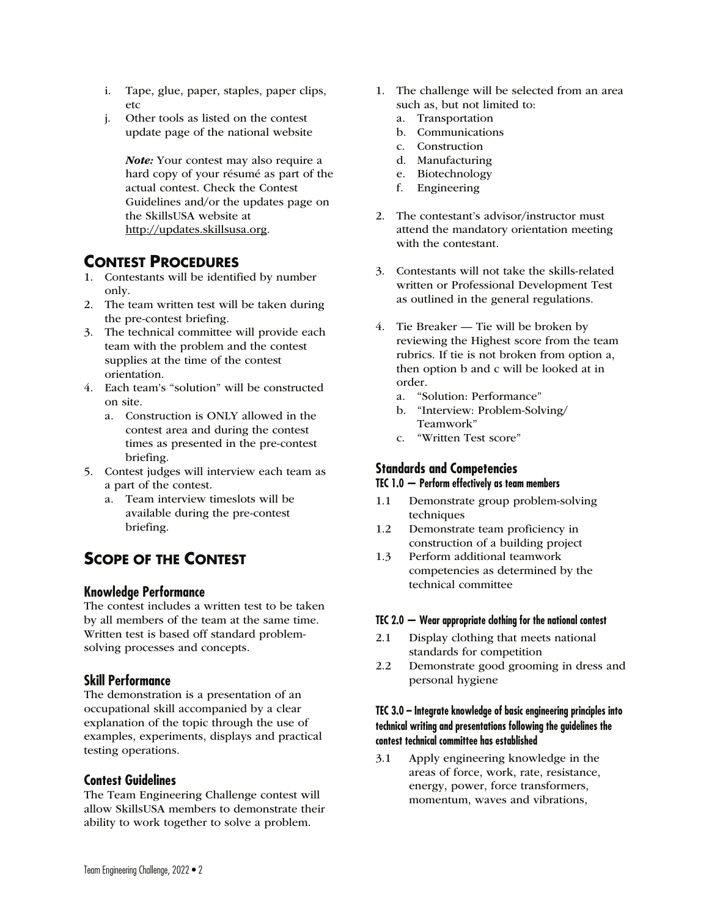i. Tape, glue, paper, staples, paper clips, etc
j. Other tools as listed on the contest update page of the national website

   ***Note:*** Your contest may also require a hard copy of your résumé as part of the actual contest. Check the Contest Guidelines and/or the updates page on the SkillsUSA website at http://updates.skillsusa.org.

## CONTEST PROCEDURES

1. Contestants will be identified by number only.
2. The team written test will be taken during the pre-contest briefing.
3. The technical committee will provide each team with the problem and the contest supplies at the time of the contest orientation.
4. Each team's "solution" will be constructed on site.
   a. Construction is ONLY allowed in the contest area and during the contest times as presented in the pre-contest briefing.
5. Contest judges will interview each team as a part of the contest.
   a. Team interview timeslots will be available during the pre-contest briefing.

## SCOPE OF THE CONTEST

### Knowledge Performance

The contest includes a written test to be taken by all members of the team at the same time. Written test is based off standard problem-solving processes and concepts.

### Skill Performance

The demonstration is a presentation of an occupational skill accompanied by a clear explanation of the topic through the use of examples, experiments, displays and practical testing operations.

### Contest Guidelines

The Team Engineering Challenge contest will allow SkillsUSA members to demonstrate their ability to work together to solve a problem.

1. The challenge will be selected from an area such as, but not limited to:
   a. Transportation
   b. Communications
   c. Construction
   d. Manufacturing
   e. Biotechnology
   f. Engineering
2. The contestant's advisor/instructor must attend the mandatory orientation meeting with the contestant.
3. Contestants will not take the skills-related written or Professional Development Test as outlined in the general regulations.
4. Tie Breaker — Tie will be broken by reviewing the Highest score from the team rubrics. If tie is not broken from option a, then option b and c will be looked at in order.
   a. "Solution: Performance"
   b. "Interview: Problem-Solving/ Teamwork"
   c. "Written Test score"

### Standards and Competencies

#### TEC 1.0 — Perform effectively as team members

1.1 Demonstrate group problem-solving techniques

1.2 Demonstrate team proficiency in construction of a building project

1.3 Perform additional teamwork competencies as determined by the technical committee

#### TEC 2.0 — Wear appropriate clothing for the national contest

2.1 Display clothing that meets national standards for competition

2.2 Demonstrate good grooming in dress and personal hygiene

#### TEC 3.0 – Integrate knowledge of basic engineering principles into technical writing and presentations following the guidelines the contest technical committee has established

3.1 Apply engineering knowledge in the areas of force, work, rate, resistance, energy, power, force transformers, momentum, waves and vibrations,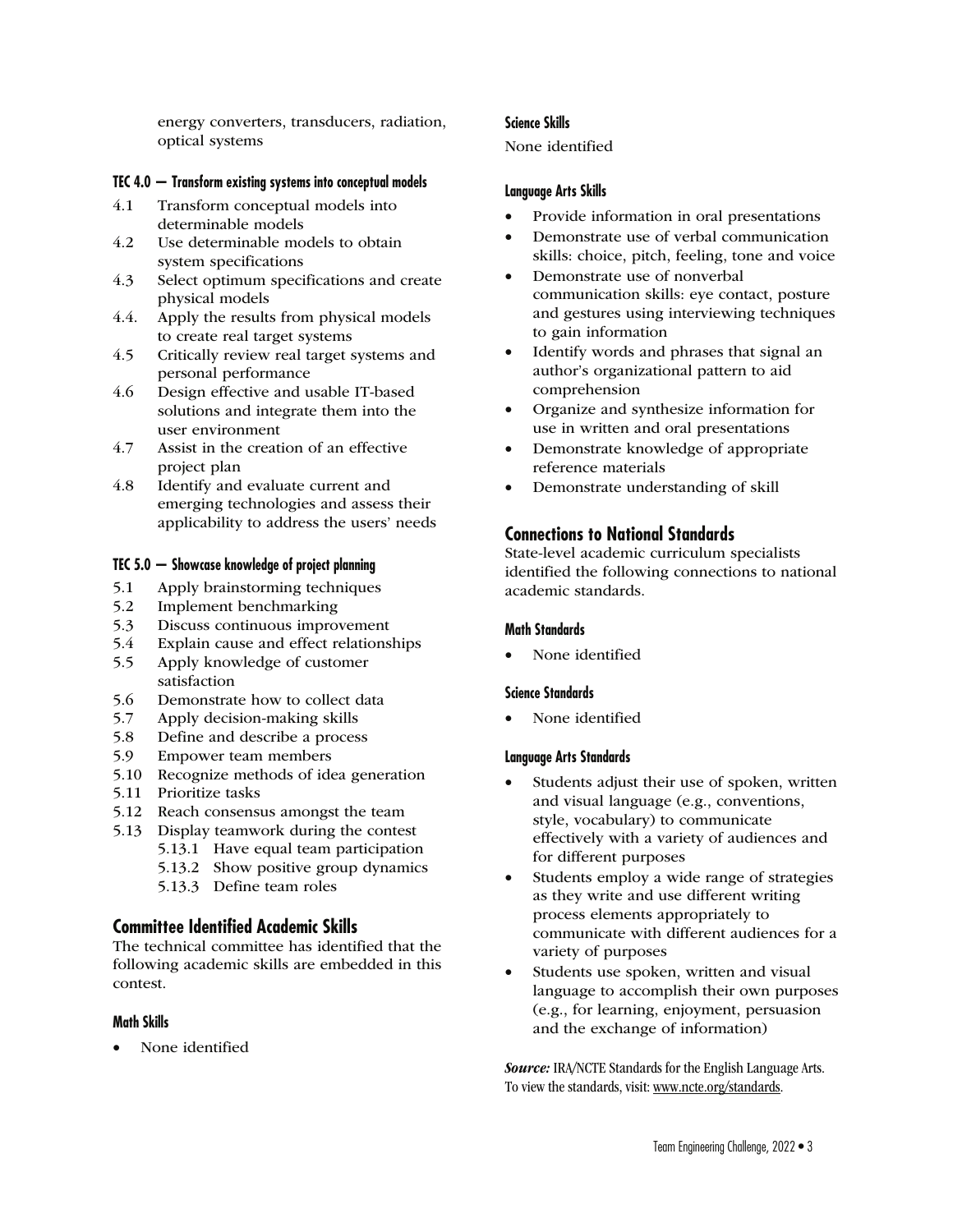energy converters, transducers, radiation, optical systems

#### TEC 4.0 — Transform existing systems into conceptual models

4.1 Transform conceptual models into determinable models
4.2 Use determinable models to obtain system specifications
4.3 Select optimum specifications and create physical models
4.4. Apply the results from physical models to create real target systems
4.5 Critically review real target systems and personal performance
4.6 Design effective and usable IT-based solutions and integrate them into the user environment
4.7 Assist in the creation of an effective project plan
4.8 Identify and evaluate current and emerging technologies and assess their applicability to address the users' needs

#### TEC 5.0 — Showcase knowledge of project planning

5.1 Apply brainstorming techniques
5.2 Implement benchmarking
5.3 Discuss continuous improvement
5.4 Explain cause and effect relationships
5.5 Apply knowledge of customer satisfaction
5.6 Demonstrate how to collect data
5.7 Apply decision-making skills
5.8 Define and describe a process
5.9 Empower team members
5.10 Recognize methods of idea generation
5.11 Prioritize tasks
5.12 Reach consensus amongst the team
5.13 Display teamwork during the contest
  5.13.1 Have equal team participation
  5.13.2 Show positive group dynamics
  5.13.3 Define team roles

## Committee Identified Academic Skills

The technical committee has identified that the following academic skills are embedded in this contest.

#### Math Skills

- None identified

#### Science Skills

None identified

#### Language Arts Skills

- Provide information in oral presentations
- Demonstrate use of verbal communication skills: choice, pitch, feeling, tone and voice
- Demonstrate use of nonverbal communication skills: eye contact, posture and gestures using interviewing techniques to gain information
- Identify words and phrases that signal an author's organizational pattern to aid comprehension
- Organize and synthesize information for use in written and oral presentations
- Demonstrate knowledge of appropriate reference materials
- Demonstrate understanding of skill

## Connections to National Standards

State-level academic curriculum specialists identified the following connections to national academic standards.

#### Math Standards

- None identified

#### Science Standards

- None identified

#### Language Arts Standards

- Students adjust their use of spoken, written and visual language (e.g., conventions, style, vocabulary) to communicate effectively with a variety of audiences and for different purposes
- Students employ a wide range of strategies as they write and use different writing process elements appropriately to communicate with different audiences for a variety of purposes
- Students use spoken, written and visual language to accomplish their own purposes (e.g., for learning, enjoyment, persuasion and the exchange of information)

***Source:*** IRA/NCTE Standards for the English Language Arts. To view the standards, visit: www.ncte.org/standards.